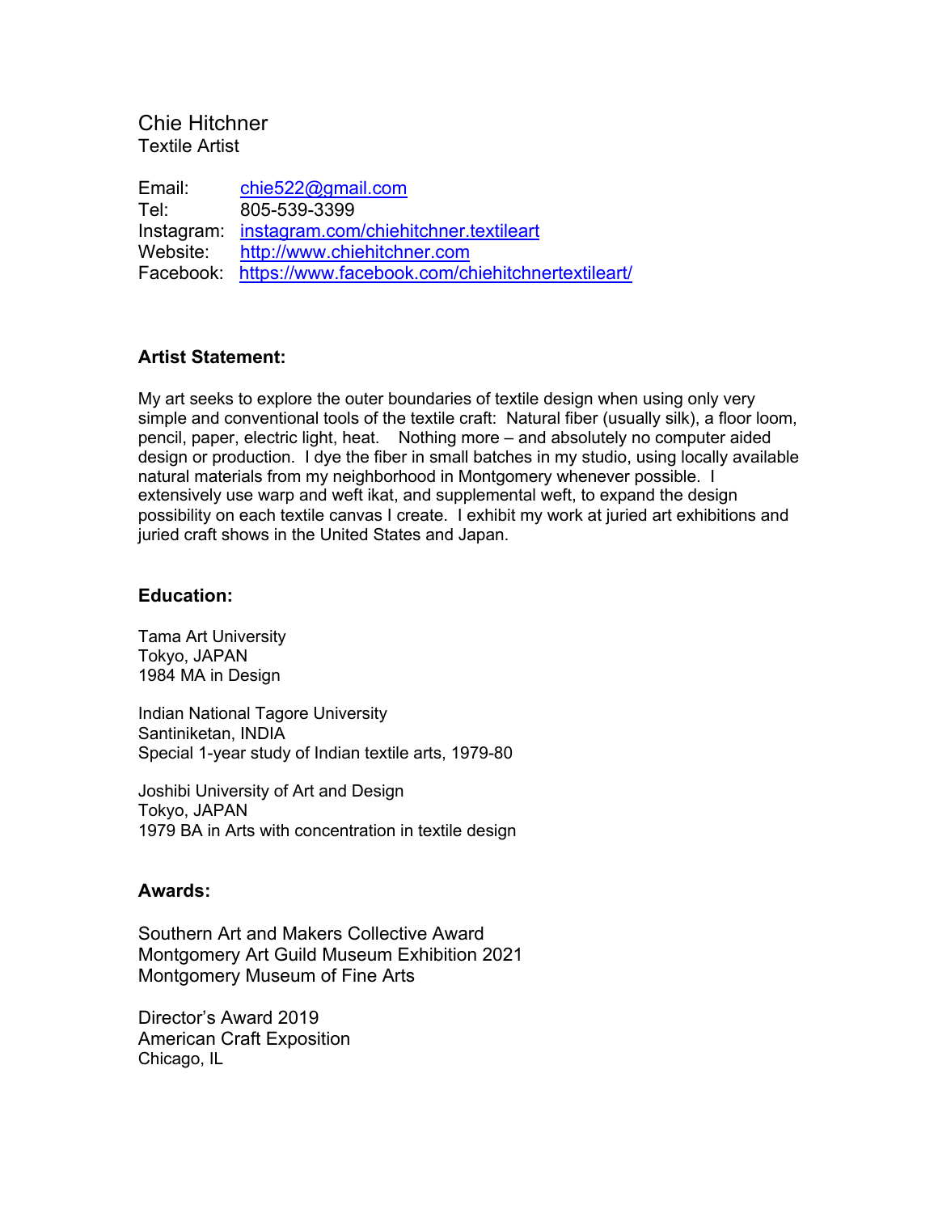# Chie Hitchner

Textile Artist

Email: chie522@gmail.com
Tel: 805-539-3399
Instagram: instagram.com/chiehitchner.textileart
Website: http://www.chiehitchner.com
Facebook: https://www.facebook.com/chiehitchnertextileart/

## Artist Statement:

My art seeks to explore the outer boundaries of textile design when using only very simple and conventional tools of the textile craft: Natural fiber (usually silk), a floor loom, pencil, paper, electric light, heat. Nothing more – and absolutely no computer aided design or production. I dye the fiber in small batches in my studio, using locally available natural materials from my neighborhood in Montgomery whenever possible. I extensively use warp and weft ikat, and supplemental weft, to expand the design possibility on each textile canvas I create. I exhibit my work at juried art exhibitions and juried craft shows in the United States and Japan.

## Education:

Tama Art University
Tokyo, JAPAN
1984 MA in Design

Indian National Tagore University
Santiniketan, INDIA
Special 1-year study of Indian textile arts, 1979-80

Joshibi University of Art and Design
Tokyo, JAPAN
1979 BA in Arts with concentration in textile design

## Awards:

Southern Art and Makers Collective Award
Montgomery Art Guild Museum Exhibition 2021
Montgomery Museum of Fine Arts

Director's Award 2019
American Craft Exposition
Chicago, IL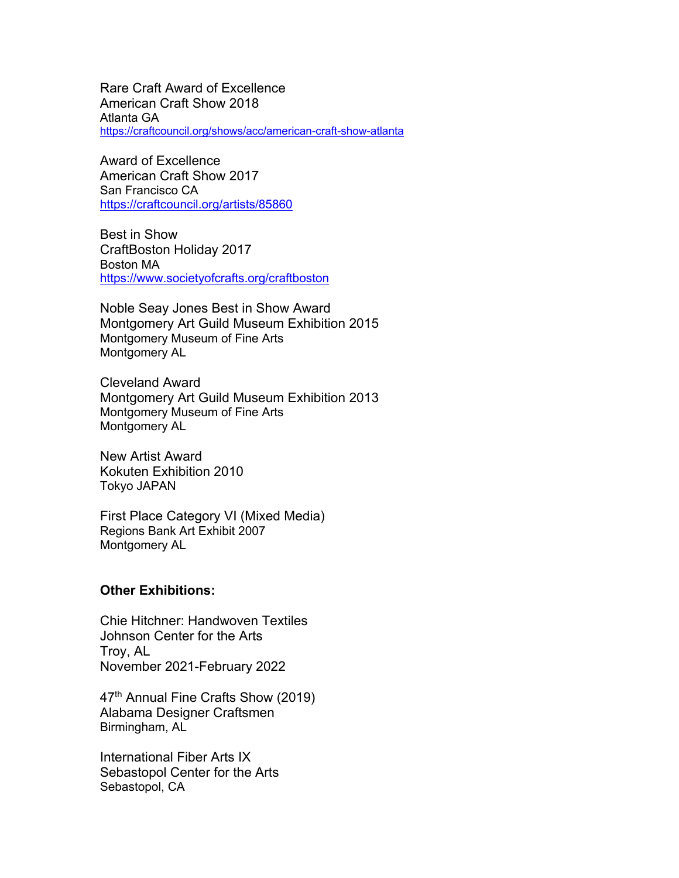Rare Craft Award of Excellence
American Craft Show 2018
Atlanta GA
https://craftcouncil.org/shows/acc/american-craft-show-atlanta

Award of Excellence
American Craft Show 2017
San Francisco CA
https://craftcouncil.org/artists/85860

Best in Show
CraftBoston Holiday 2017
Boston MA
https://www.societyofcrafts.org/craftboston

Noble Seay Jones Best in Show Award
Montgomery Art Guild Museum Exhibition 2015
Montgomery Museum of Fine Arts
Montgomery AL

Cleveland Award
Montgomery Art Guild Museum Exhibition 2013
Montgomery Museum of Fine Arts
Montgomery AL

New Artist Award
Kokuten Exhibition 2010
Tokyo JAPAN

First Place Category VI (Mixed Media)
Regions Bank Art Exhibit 2007
Montgomery AL

**Other Exhibitions:**

Chie Hitchner: Handwoven Textiles
Johnson Center for the Arts
Troy, AL
November 2021-February 2022

47th Annual Fine Crafts Show (2019)
Alabama Designer Craftsmen
Birmingham, AL

International Fiber Arts IX
Sebastopol Center for the Arts
Sebastopol, CA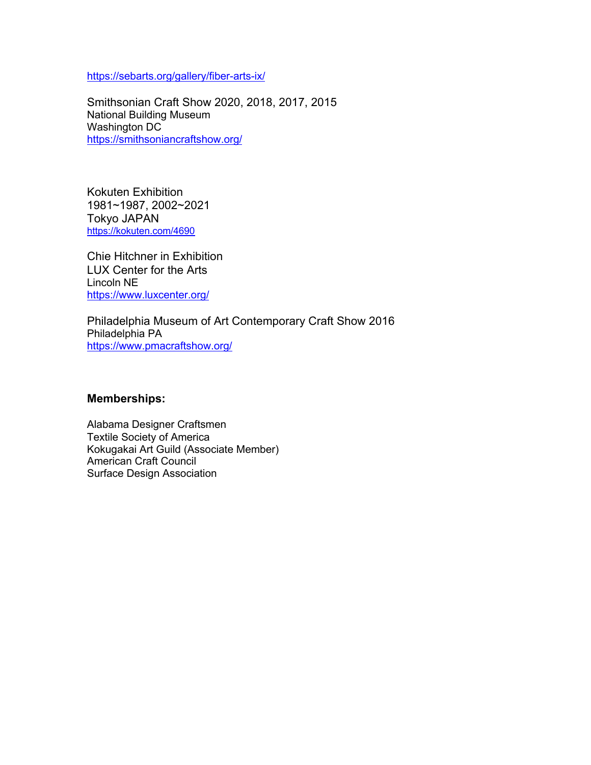https://sebarts.org/gallery/fiber-arts-ix/

Smithsonian Craft Show 2020, 2018, 2017, 2015
National Building Museum
Washington DC
https://smithsoniancraftshow.org/

Kokuten Exhibition
1981~1987, 2002~2021
Tokyo JAPAN
https://kokuten.com/4690

Chie Hitchner in Exhibition
LUX Center for the Arts
Lincoln NE
https://www.luxcenter.org/

Philadelphia Museum of Art Contemporary Craft Show 2016
Philadelphia PA
https://www.pmacraftshow.org/

**Memberships:**

Alabama Designer Craftsmen
Textile Society of America
Kokugakai Art Guild (Associate Member)
American Craft Council
Surface Design Association